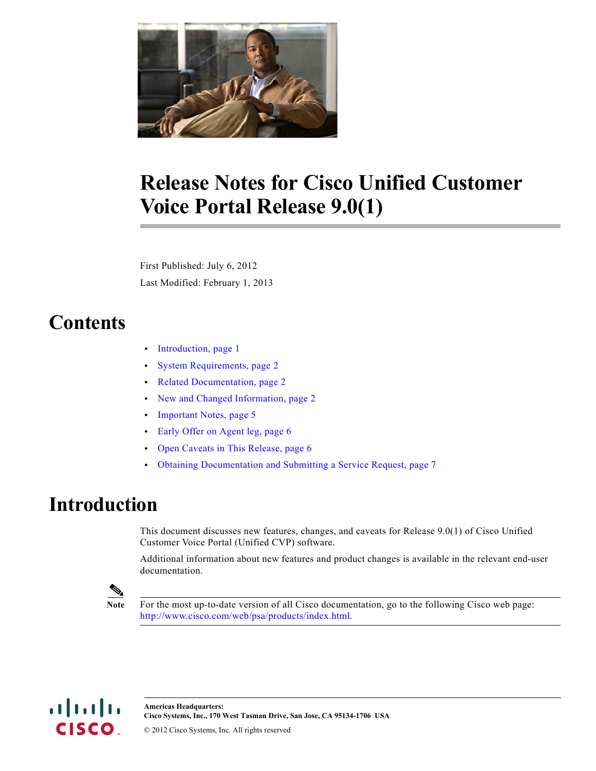# Release Notes for Cisco Unified Customer Voice Portal Release 9.0(1)

First Published: July 6, 2012

Last Modified: February 1, 2013

## Contents

- Introduction, page 1
- System Requirements, page 2
- Related Documentation, page 2
- New and Changed Information, page 2
- Important Notes, page 5
- Early Offer on Agent leg, page 6
- Open Caveats in This Release, page 6
- Obtaining Documentation and Submitting a Service Request, page 7

## Introduction

This document discusses new features, changes, and caveats for Release 9.0(1) of Cisco Unified Customer Voice Portal (Unified CVP) software.

Additional information about new features and product changes is available in the relevant end-user documentation.

**Note** For the most up-to-date version of all Cisco documentation, go to the following Cisco web page: http://www.cisco.com/web/psa/products/index.html.

**Americas Headquarters:**
**Cisco Systems, Inc., 170 West Tasman Drive, San Jose, CA 95134-1706 USA**

© 2012 Cisco Systems, Inc. All rights reserved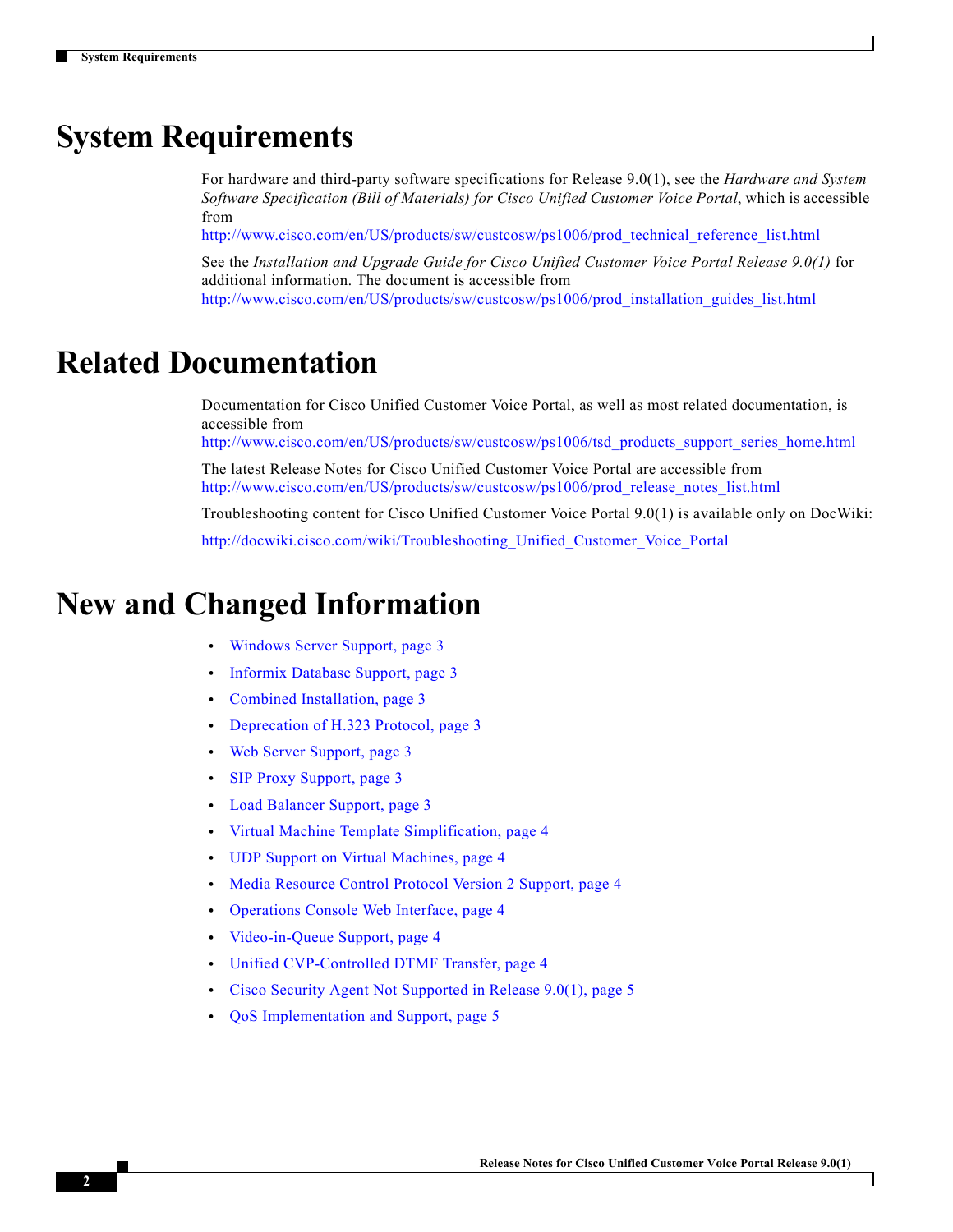# System Requirements

For hardware and third-party software specifications for Release 9.0(1), see the *Hardware and System Software Specification (Bill of Materials) for Cisco Unified Customer Voice Portal*, which is accessible from
http://www.cisco.com/en/US/products/sw/custcosw/ps1006/prod_technical_reference_list.html

See the *Installation and Upgrade Guide for Cisco Unified Customer Voice Portal Release 9.0(1)* for additional information. The document is accessible from
http://www.cisco.com/en/US/products/sw/custcosw/ps1006/prod_installation_guides_list.html

# Related Documentation

Documentation for Cisco Unified Customer Voice Portal, as well as most related documentation, is accessible from
http://www.cisco.com/en/US/products/sw/custcosw/ps1006/tsd_products_support_series_home.html

The latest Release Notes for Cisco Unified Customer Voice Portal are accessible from
http://www.cisco.com/en/US/products/sw/custcosw/ps1006/prod_release_notes_list.html

Troubleshooting content for Cisco Unified Customer Voice Portal 9.0(1) is available only on DocWiki:

http://docwiki.cisco.com/wiki/Troubleshooting_Unified_Customer_Voice_Portal

# New and Changed Information

- Windows Server Support, page 3
- Informix Database Support, page 3
- Combined Installation, page 3
- Deprecation of H.323 Protocol, page 3
- Web Server Support, page 3
- SIP Proxy Support, page 3
- Load Balancer Support, page 3
- Virtual Machine Template Simplification, page 4
- UDP Support on Virtual Machines, page 4
- Media Resource Control Protocol Version 2 Support, page 4
- Operations Console Web Interface, page 4
- Video-in-Queue Support, page 4
- Unified CVP-Controlled DTMF Transfer, page 4
- Cisco Security Agent Not Supported in Release 9.0(1), page 5
- QoS Implementation and Support, page 5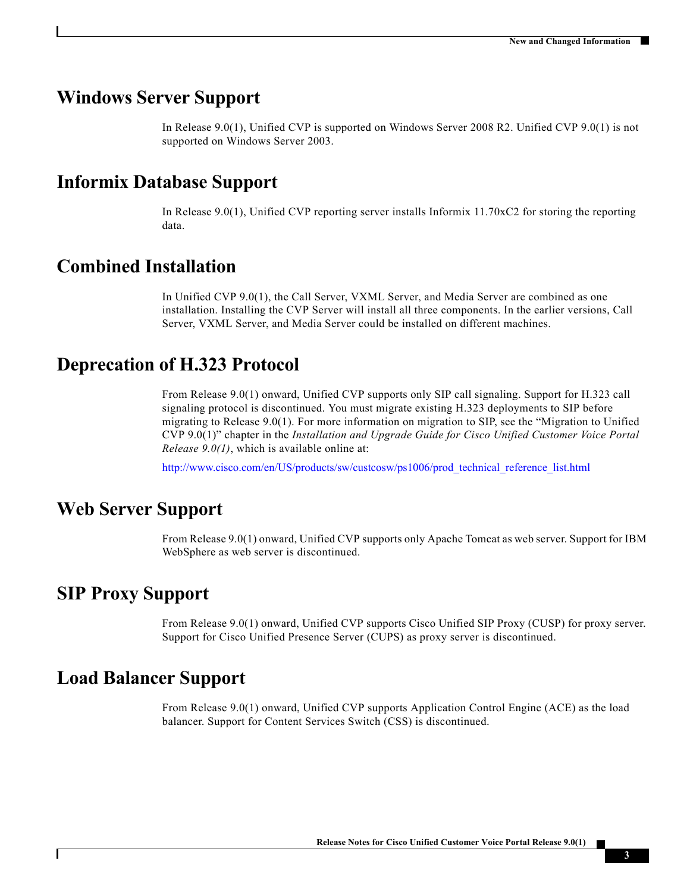## Windows Server Support

In Release 9.0(1), Unified CVP is supported on Windows Server 2008 R2. Unified CVP 9.0(1) is not supported on Windows Server 2003.

## Informix Database Support

In Release 9.0(1), Unified CVP reporting server installs Informix 11.70xC2 for storing the reporting data.

## Combined Installation

In Unified CVP 9.0(1), the Call Server, VXML Server, and Media Server are combined as one installation. Installing the CVP Server will install all three components. In the earlier versions, Call Server, VXML Server, and Media Server could be installed on different machines.

## Deprecation of H.323 Protocol

From Release 9.0(1) onward, Unified CVP supports only SIP call signaling. Support for H.323 call signaling protocol is discontinued. You must migrate existing H.323 deployments to SIP before migrating to Release 9.0(1). For more information on migration to SIP, see the "Migration to Unified CVP 9.0(1)" chapter in the *Installation and Upgrade Guide for Cisco Unified Customer Voice Portal Release 9.0(1)*, which is available online at:

http://www.cisco.com/en/US/products/sw/custcosw/ps1006/prod_technical_reference_list.html

## Web Server Support

From Release 9.0(1) onward, Unified CVP supports only Apache Tomcat as web server. Support for IBM WebSphere as web server is discontinued.

## SIP Proxy Support

From Release 9.0(1) onward, Unified CVP supports Cisco Unified SIP Proxy (CUSP) for proxy server. Support for Cisco Unified Presence Server (CUPS) as proxy server is discontinued.

## Load Balancer Support

From Release 9.0(1) onward, Unified CVP supports Application Control Engine (ACE) as the load balancer. Support for Content Services Switch (CSS) is discontinued.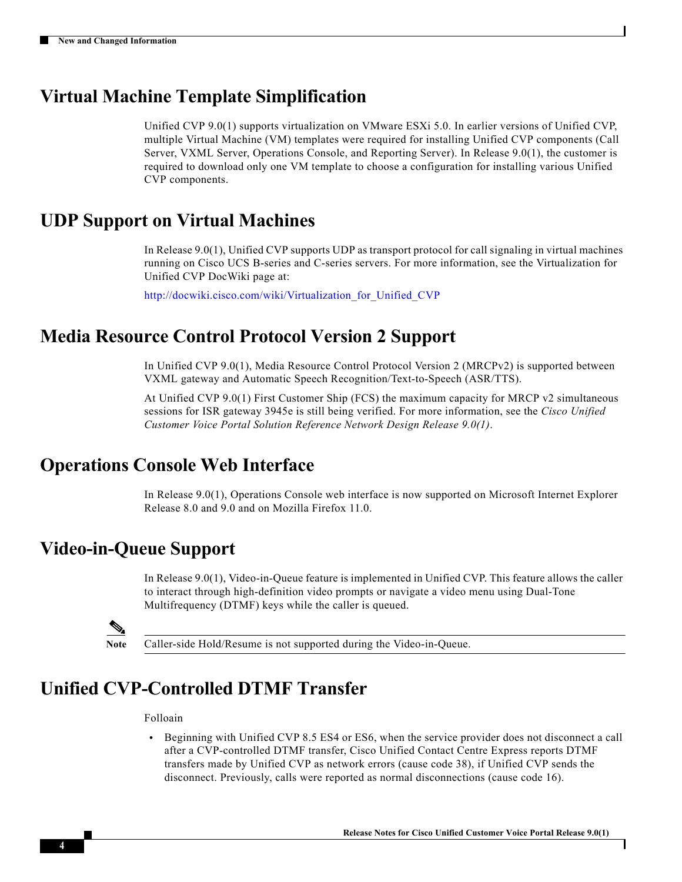## Virtual Machine Template Simplification

Unified CVP 9.0(1) supports virtualization on VMware ESXi 5.0. In earlier versions of Unified CVP, multiple Virtual Machine (VM) templates were required for installing Unified CVP components (Call Server, VXML Server, Operations Console, and Reporting Server). In Release 9.0(1), the customer is required to download only one VM template to choose a configuration for installing various Unified CVP components.

## UDP Support on Virtual Machines

In Release 9.0(1), Unified CVP supports UDP as transport protocol for call signaling in virtual machines running on Cisco UCS B-series and C-series servers. For more information, see the Virtualization for Unified CVP DocWiki page at:

http://docwiki.cisco.com/wiki/Virtualization_for_Unified_CVP

## Media Resource Control Protocol Version 2 Support

In Unified CVP 9.0(1), Media Resource Control Protocol Version 2 (MRCPv2) is supported between VXML gateway and Automatic Speech Recognition/Text-to-Speech (ASR/TTS).

At Unified CVP 9.0(1) First Customer Ship (FCS) the maximum capacity for MRCP v2 simultaneous sessions for ISR gateway 3945e is still being verified. For more information, see the *Cisco Unified Customer Voice Portal Solution Reference Network Design Release 9.0(1)*.

## Operations Console Web Interface

In Release 9.0(1), Operations Console web interface is now supported on Microsoft Internet Explorer Release 8.0 and 9.0 and on Mozilla Firefox 11.0.

## Video-in-Queue Support

In Release 9.0(1), Video-in-Queue feature is implemented in Unified CVP. This feature allows the caller to interact through high-definition video prompts or navigate a video menu using Dual-Tone Multifrequency (DTMF) keys while the caller is queued.

> **Note** Caller-side Hold/Resume is not supported during the Video-in-Queue.

## Unified CVP-Controlled DTMF Transfer

Folloain

- Beginning with Unified CVP 8.5 ES4 or ES6, when the service provider does not disconnect a call after a CVP-controlled DTMF transfer, Cisco Unified Contact Centre Express reports DTMF transfers made by Unified CVP as network errors (cause code 38), if Unified CVP sends the disconnect. Previously, calls were reported as normal disconnections (cause code 16).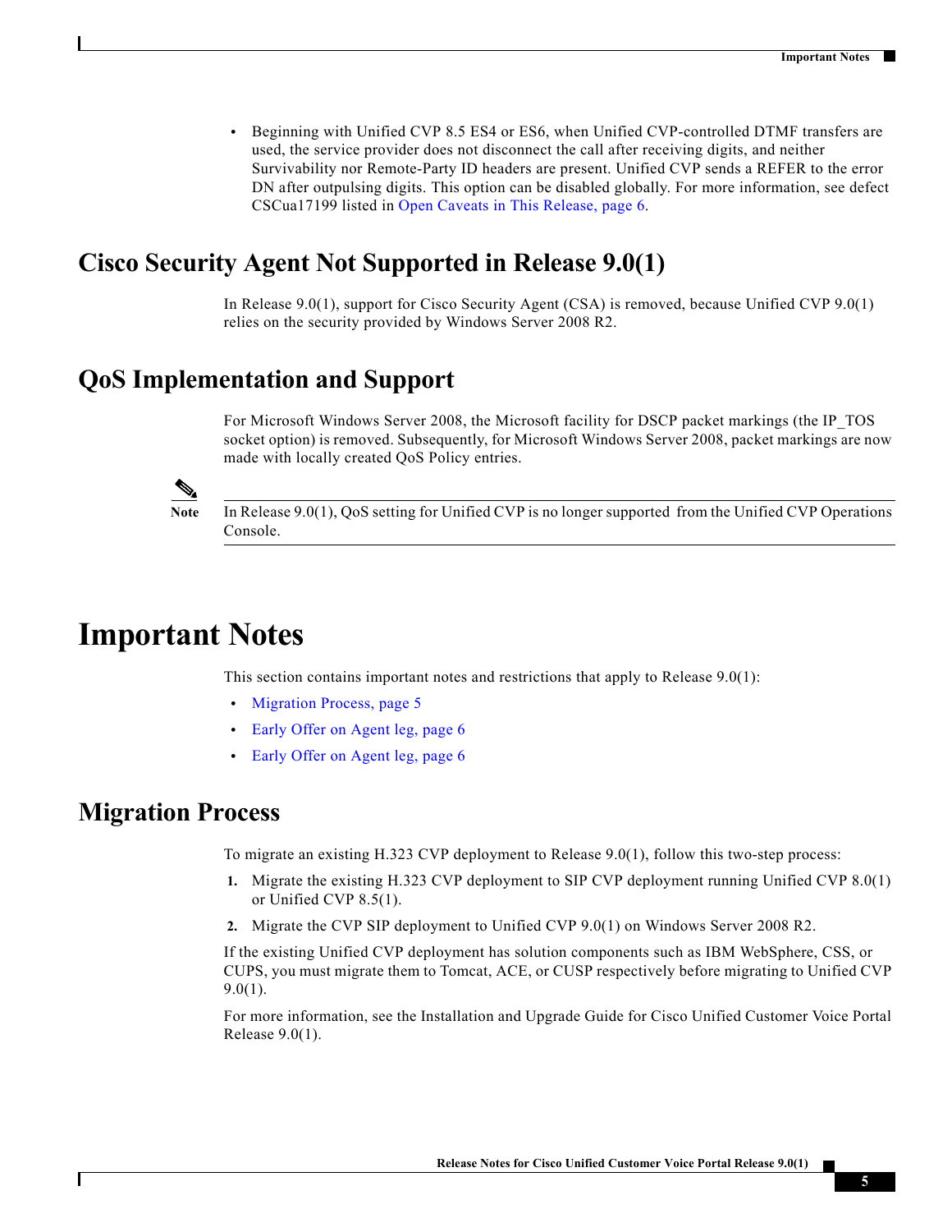- Beginning with Unified CVP 8.5 ES4 or ES6, when Unified CVP-controlled DTMF transfers are used, the service provider does not disconnect the call after receiving digits, and neither Survivability nor Remote-Party ID headers are present. Unified CVP sends a REFER to the error DN after outpulsing digits. This option can be disabled globally. For more information, see defect CSCua17199 listed in Open Caveats in This Release, page 6.

## Cisco Security Agent Not Supported in Release 9.0(1)

In Release 9.0(1), support for Cisco Security Agent (CSA) is removed, because Unified CVP 9.0(1) relies on the security provided by Windows Server 2008 R2.

## QoS Implementation and Support

For Microsoft Windows Server 2008, the Microsoft facility for DSCP packet markings (the IP_TOS socket option) is removed. Subsequently, for Microsoft Windows Server 2008, packet markings are now made with locally created QoS Policy entries.

> **Note** In Release 9.0(1), QoS setting for Unified CVP is no longer supported from the Unified CVP Operations Console.

# Important Notes

This section contains important notes and restrictions that apply to Release 9.0(1):

- Migration Process, page 5
- Early Offer on Agent leg, page 6
- Early Offer on Agent leg, page 6

## Migration Process

To migrate an existing H.323 CVP deployment to Release 9.0(1), follow this two-step process:

1. Migrate the existing H.323 CVP deployment to SIP CVP deployment running Unified CVP 8.0(1) or Unified CVP 8.5(1).
2. Migrate the CVP SIP deployment to Unified CVP 9.0(1) on Windows Server 2008 R2.

If the existing Unified CVP deployment has solution components such as IBM WebSphere, CSS, or CUPS, you must migrate them to Tomcat, ACE, or CUSP respectively before migrating to Unified CVP 9.0(1).

For more information, see the Installation and Upgrade Guide for Cisco Unified Customer Voice Portal Release 9.0(1).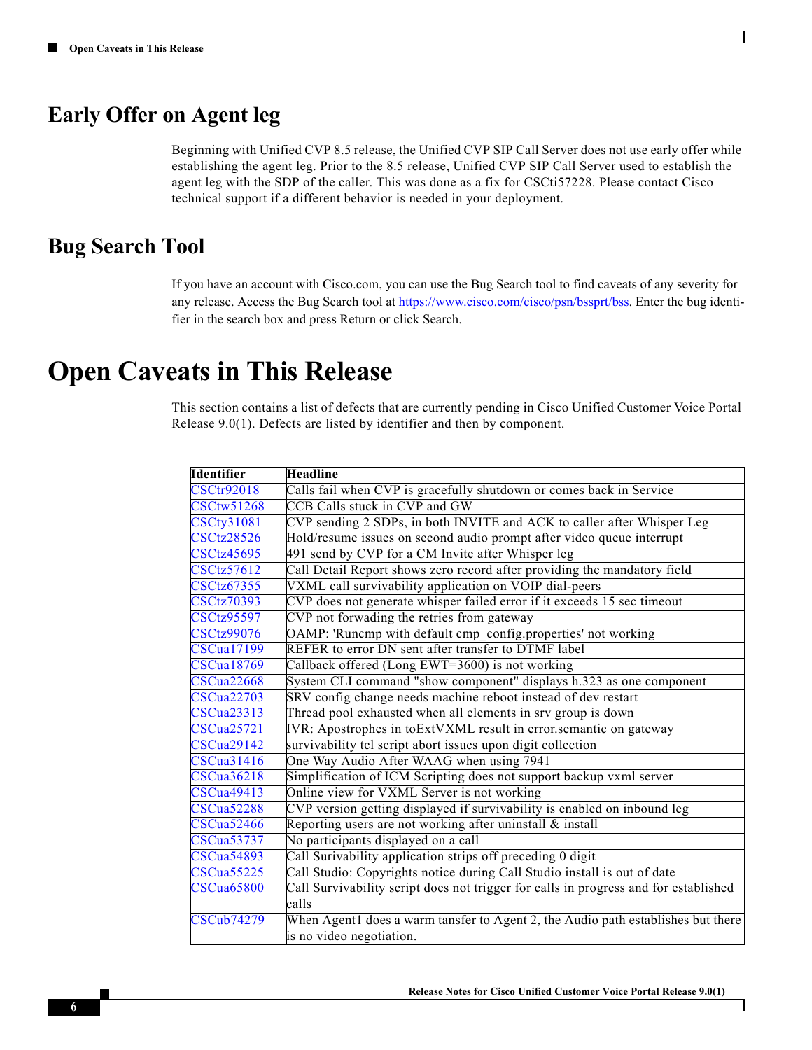## Early Offer on Agent leg

Beginning with Unified CVP 8.5 release, the Unified CVP SIP Call Server does not use early offer while establishing the agent leg. Prior to the 8.5 release, Unified CVP SIP Call Server used to establish the agent leg with the SDP of the caller. This was done as a fix for CSCti57228. Please contact Cisco technical support if a different behavior is needed in your deployment.

## Bug Search Tool

If you have an account with Cisco.com, you can use the Bug Search tool to find caveats of any severity for any release. Access the Bug Search tool at https://www.cisco.com/cisco/psn/bssprt/bss. Enter the bug identifier in the search box and press Return or click Search.

# Open Caveats in This Release

This section contains a list of defects that are currently pending in Cisco Unified Customer Voice Portal Release 9.0(1). Defects are listed by identifier and then by component.

| Identifier | Headline |
|---|---|
| CSCtr92018 | Calls fail when CVP is gracefully shutdown or comes back in Service |
| CSCtw51268 | CCB Calls stuck in CVP and GW |
| CSCty31081 | CVP sending 2 SDPs, in both INVITE and ACK to caller after Whisper Leg |
| CSCtz28526 | Hold/resume issues on second audio prompt after video queue interrupt |
| CSCtz45695 | 491 send by CVP for a CM Invite after Whisper leg |
| CSCtz57612 | Call Detail Report shows zero record after providing the mandatory field |
| CSCtz67355 | VXML call survivability application on VOIP dial-peers |
| CSCtz70393 | CVP does not generate whisper failed error if it exceeds 15 sec timeout |
| CSCtz95597 | CVP not forwading the retries from gateway |
| CSCtz99076 | OAMP: 'Runcmp with default cmp_config.properties' not working |
| CSCua17199 | REFER to error DN sent after transfer to DTMF label |
| CSCua18769 | Callback offered (Long EWT=3600) is not working |
| CSCua22668 | System CLI command "show component" displays h.323 as one component |
| CSCua22703 | SRV config change needs machine reboot instead of dev restart |
| CSCua23313 | Thread pool exhausted when all elements in srv group is down |
| CSCua25721 | IVR: Apostrophes in toExtVXML result in error.semantic on gateway |
| CSCua29142 | survivability tcl script abort issues upon digit collection |
| CSCua31416 | One Way Audio After WAAG when using 7941 |
| CSCua36218 | Simplification of ICM Scripting does not support backup vxml server |
| CSCua49413 | Online view for VXML Server is not working |
| CSCua52288 | CVP version getting displayed if survivability is enabled on inbound leg |
| CSCua52466 | Reporting users are not working after uninstall & install |
| CSCua53737 | No participants displayed on a call |
| CSCua54893 | Call Surivability application strips off preceding 0 digit |
| CSCua55225 | Call Studio: Copyrights notice during Call Studio install is out of date |
| CSCua65800 | Call Survivability script does not trigger for calls in progress and for established calls |
| CSCub74279 | When Agent1 does a warm tansfer to Agent 2, the Audio path establishes but there is no video negotiation. |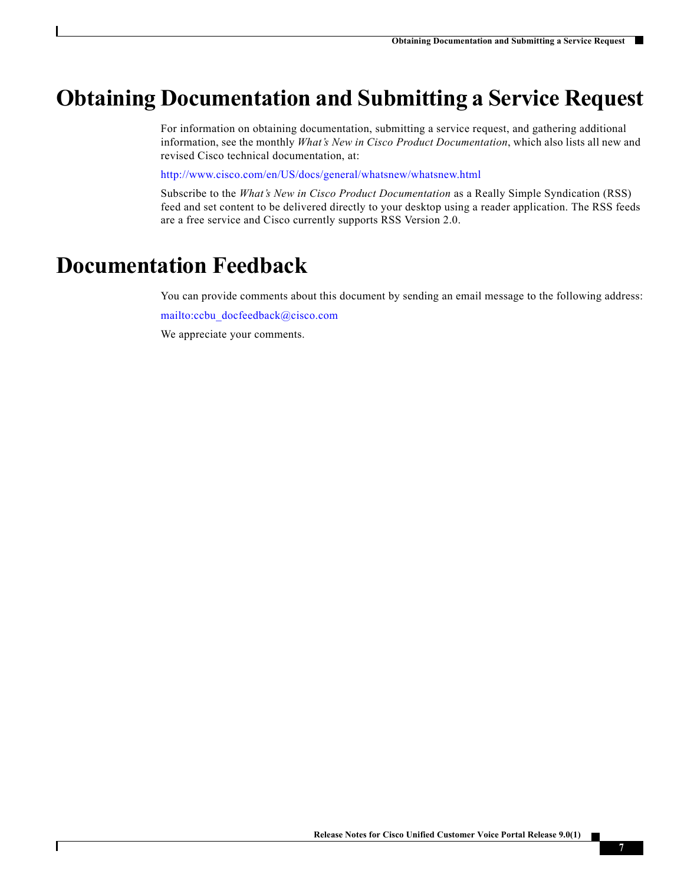# Obtaining Documentation and Submitting a Service Request

For information on obtaining documentation, submitting a service request, and gathering additional information, see the monthly *What's New in Cisco Product Documentation*, which also lists all new and revised Cisco technical documentation, at:

http://www.cisco.com/en/US/docs/general/whatsnew/whatsnew.html

Subscribe to the *What's New in Cisco Product Documentation* as a Really Simple Syndication (RSS) feed and set content to be delivered directly to your desktop using a reader application. The RSS feeds are a free service and Cisco currently supports RSS Version 2.0.

# Documentation Feedback

You can provide comments about this document by sending an email message to the following address:

mailto:ccbu_docfeedback@cisco.com

We appreciate your comments.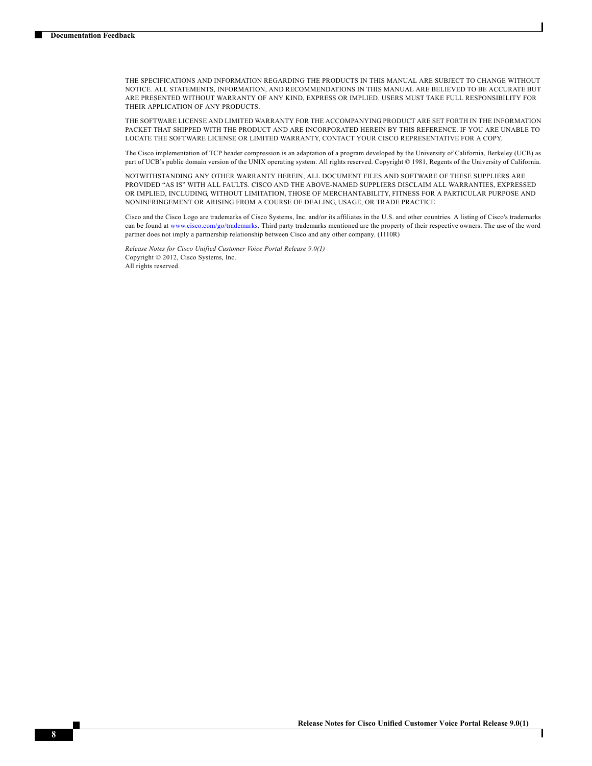THE SPECIFICATIONS AND INFORMATION REGARDING THE PRODUCTS IN THIS MANUAL ARE SUBJECT TO CHANGE WITHOUT NOTICE. ALL STATEMENTS, INFORMATION, AND RECOMMENDATIONS IN THIS MANUAL ARE BELIEVED TO BE ACCURATE BUT ARE PRESENTED WITHOUT WARRANTY OF ANY KIND, EXPRESS OR IMPLIED. USERS MUST TAKE FULL RESPONSIBILITY FOR THEIR APPLICATION OF ANY PRODUCTS.

THE SOFTWARE LICENSE AND LIMITED WARRANTY FOR THE ACCOMPANYING PRODUCT ARE SET FORTH IN THE INFORMATION PACKET THAT SHIPPED WITH THE PRODUCT AND ARE INCORPORATED HEREIN BY THIS REFERENCE. IF YOU ARE UNABLE TO LOCATE THE SOFTWARE LICENSE OR LIMITED WARRANTY, CONTACT YOUR CISCO REPRESENTATIVE FOR A COPY.

The Cisco implementation of TCP header compression is an adaptation of a program developed by the University of California, Berkeley (UCB) as part of UCB's public domain version of the UNIX operating system. All rights reserved. Copyright © 1981, Regents of the University of California.

NOTWITHSTANDING ANY OTHER WARRANTY HEREIN, ALL DOCUMENT FILES AND SOFTWARE OF THESE SUPPLIERS ARE PROVIDED "AS IS" WITH ALL FAULTS. CISCO AND THE ABOVE-NAMED SUPPLIERS DISCLAIM ALL WARRANTIES, EXPRESSED OR IMPLIED, INCLUDING, WITHOUT LIMITATION, THOSE OF MERCHANTABILITY, FITNESS FOR A PARTICULAR PURPOSE AND NONINFRINGEMENT OR ARISING FROM A COURSE OF DEALING, USAGE, OR TRADE PRACTICE.

Cisco and the Cisco Logo are trademarks of Cisco Systems, Inc. and/or its affiliates in the U.S. and other countries. A listing of Cisco's trademarks can be found at www.cisco.com/go/trademarks. Third party trademarks mentioned are the property of their respective owners. The use of the word partner does not imply a partnership relationship between Cisco and any other company. (1110R)

*Release Notes for Cisco Unified Customer Voice Portal Release 9.0(1)*
Copyright © 2012, Cisco Systems, Inc.
All rights reserved.